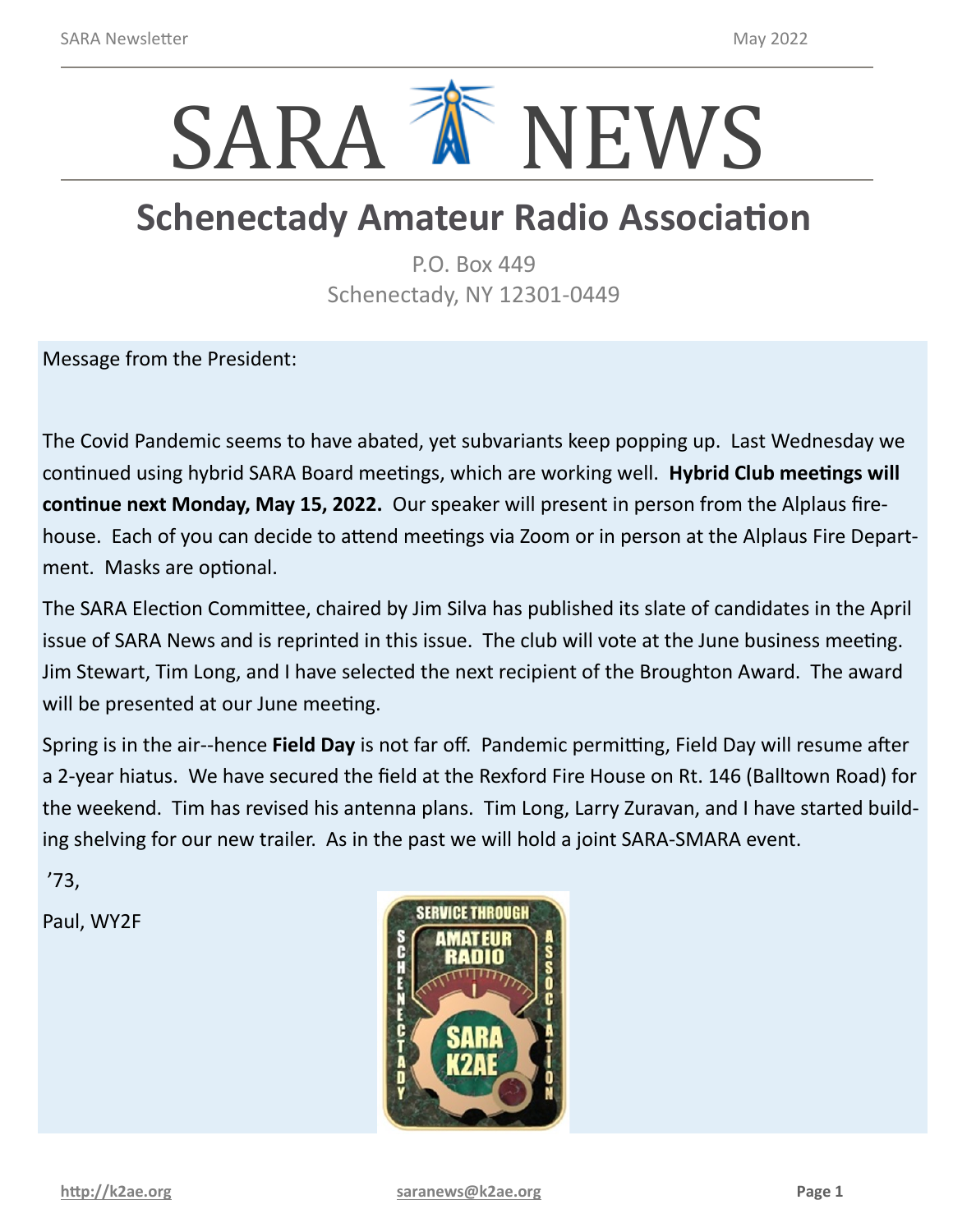# SARA NEWS

## Schenectady Amateur Radio Association

P.O. Box 449
Schenectady, NY 12301-0449

Message from the President:

The Covid Pandemic seems to have abated, yet subvariants keep popping up. Last Wednesday we continued using hybrid SARA Board meetings, which are working well. **Hybrid Club meetings will continue next Monday, May 15, 2022.** Our speaker will present in person from the Alplaus firehouse. Each of you can decide to attend meetings via Zoom or in person at the Alplaus Fire Department. Masks are optional.

The SARA Election Committee, chaired by Jim Silva has published its slate of candidates in the April issue of SARA News and is reprinted in this issue. The club will vote at the June business meeting. Jim Stewart, Tim Long, and I have selected the next recipient of the Broughton Award. The award will be presented at our June meeting.

Spring is in the air--hence **Field Day** is not far off. Pandemic permitting, Field Day will resume after a 2-year hiatus. We have secured the field at the Rexford Fire House on Rt. 146 (Balltown Road) for the weekend. Tim has revised his antenna plans. Tim Long, Larry Zuravan, and I have started building shelving for our new trailer. As in the past we will hold a joint SARA-SMARA event.

’73,

Paul, WY2F

http://k2ae.org saranews@k2ae.org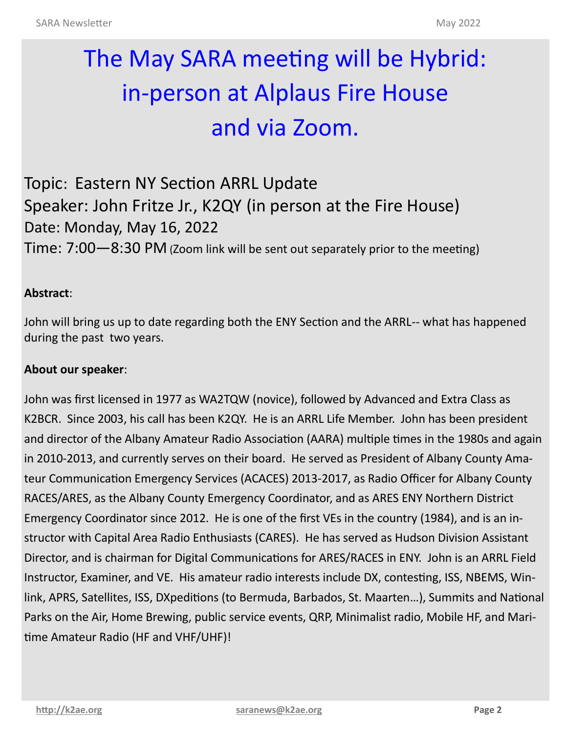# The May SARA meeting will be Hybrid: in-person at Alplaus Fire House and via Zoom.

Topic: Eastern NY Section ARRL Update
Speaker: John Fritze Jr., K2QY (in person at the Fire House)
Date: Monday, May 16, 2022
Time: 7:00—8:30 PM (Zoom link will be sent out separately prior to the meeting)

**Abstract**:

John will bring us up to date regarding both the ENY Section and the ARRL-- what has happened during the past two years.

**About our speaker**:

John was first licensed in 1977 as WA2TQW (novice), followed by Advanced and Extra Class as K2BCR. Since 2003, his call has been K2QY. He is an ARRL Life Member. John has been president and director of the Albany Amateur Radio Association (AARA) multiple times in the 1980s and again in 2010-2013, and currently serves on their board. He served as President of Albany County Amateur Communication Emergency Services (ACACES) 2013-2017, as Radio Officer for Albany County RACES/ARES, as the Albany County Emergency Coordinator, and as ARES ENY Northern District Emergency Coordinator since 2012. He is one of the first VEs in the country (1984), and is an instructor with Capital Area Radio Enthusiasts (CARES). He has served as Hudson Division Assistant Director, and is chairman for Digital Communications for ARES/RACES in ENY. John is an ARRL Field Instructor, Examiner, and VE. His amateur radio interests include DX, contesting, ISS, NBEMS, Winlink, APRS, Satellites, ISS, DXpeditions (to Bermuda, Barbados, St. Maarten…), Summits and National Parks on the Air, Home Brewing, public service events, QRP, Minimalist radio, Mobile HF, and Maritime Amateur Radio (HF and VHF/UHF)!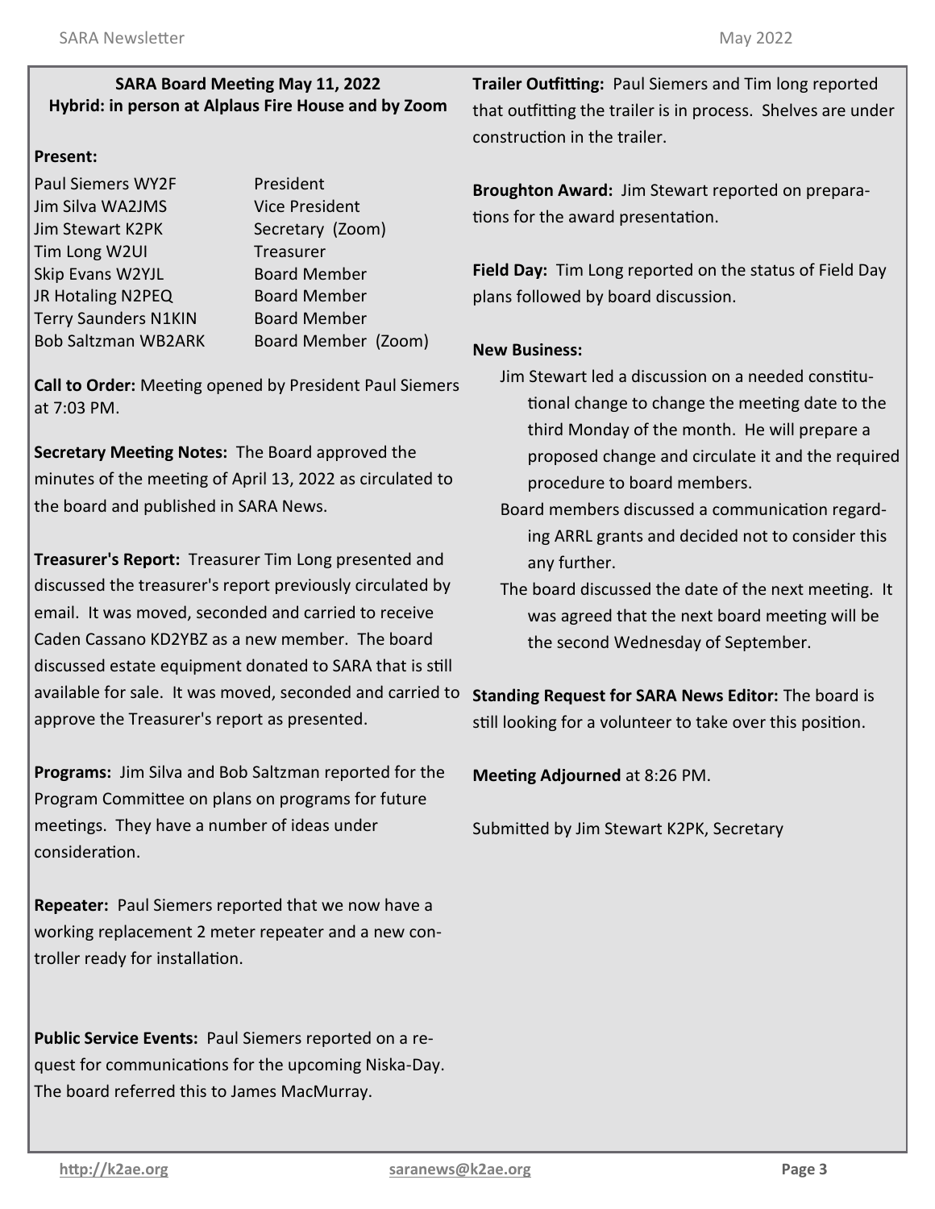**SARA Board Meeting May 11, 2022**
**Hybrid: in person at Alplaus Fire House and by Zoom**

**Present:**

| | |
|---|---|
| Paul Siemers WY2F | President |
| Jim Silva WA2JMS | Vice President |
| Jim Stewart K2PK | Secretary (Zoom) |
| Tim Long W2UI | Treasurer |
| Skip Evans W2YJL | Board Member |
| JR Hotaling N2PEQ | Board Member |
| Terry Saunders N1KIN | Board Member |
| Bob Saltzman WB2ARK | Board Member (Zoom) |

**Call to Order:** Meeting opened by President Paul Siemers at 7:03 PM.

**Secretary Meeting Notes:** The Board approved the minutes of the meeting of April 13, 2022 as circulated to the board and published in SARA News.

**Treasurer's Report:** Treasurer Tim Long presented and discussed the treasurer's report previously circulated by email. It was moved, seconded and carried to receive Caden Cassano KD2YBZ as a new member. The board discussed estate equipment donated to SARA that is still available for sale. It was moved, seconded and carried to approve the Treasurer's report as presented.

**Programs:** Jim Silva and Bob Saltzman reported for the Program Committee on plans on programs for future meetings. They have a number of ideas under consideration.

**Repeater:** Paul Siemers reported that we now have a working replacement 2 meter repeater and a new controller ready for installation.

**Public Service Events:** Paul Siemers reported on a request for communications for the upcoming Niska-Day. The board referred this to James MacMurray.

**Trailer Outfitting:** Paul Siemers and Tim long reported that outfitting the trailer is in process. Shelves are under construction in the trailer.

**Broughton Award:** Jim Stewart reported on preparations for the award presentation.

**Field Day:** Tim Long reported on the status of Field Day plans followed by board discussion.

**New Business:**

- Jim Stewart led a discussion on a needed constitutional change to change the meeting date to the third Monday of the month. He will prepare a proposed change and circulate it and the required procedure to board members.
- Board members discussed a communication regarding ARRL grants and decided not to consider this any further.
- The board discussed the date of the next meeting. It was agreed that the next board meeting will be the second Wednesday of September.

**Standing Request for SARA News Editor:** The board is still looking for a volunteer to take over this position.

**Meeting Adjourned** at 8:26 PM.

Submitted by Jim Stewart K2PK, Secretary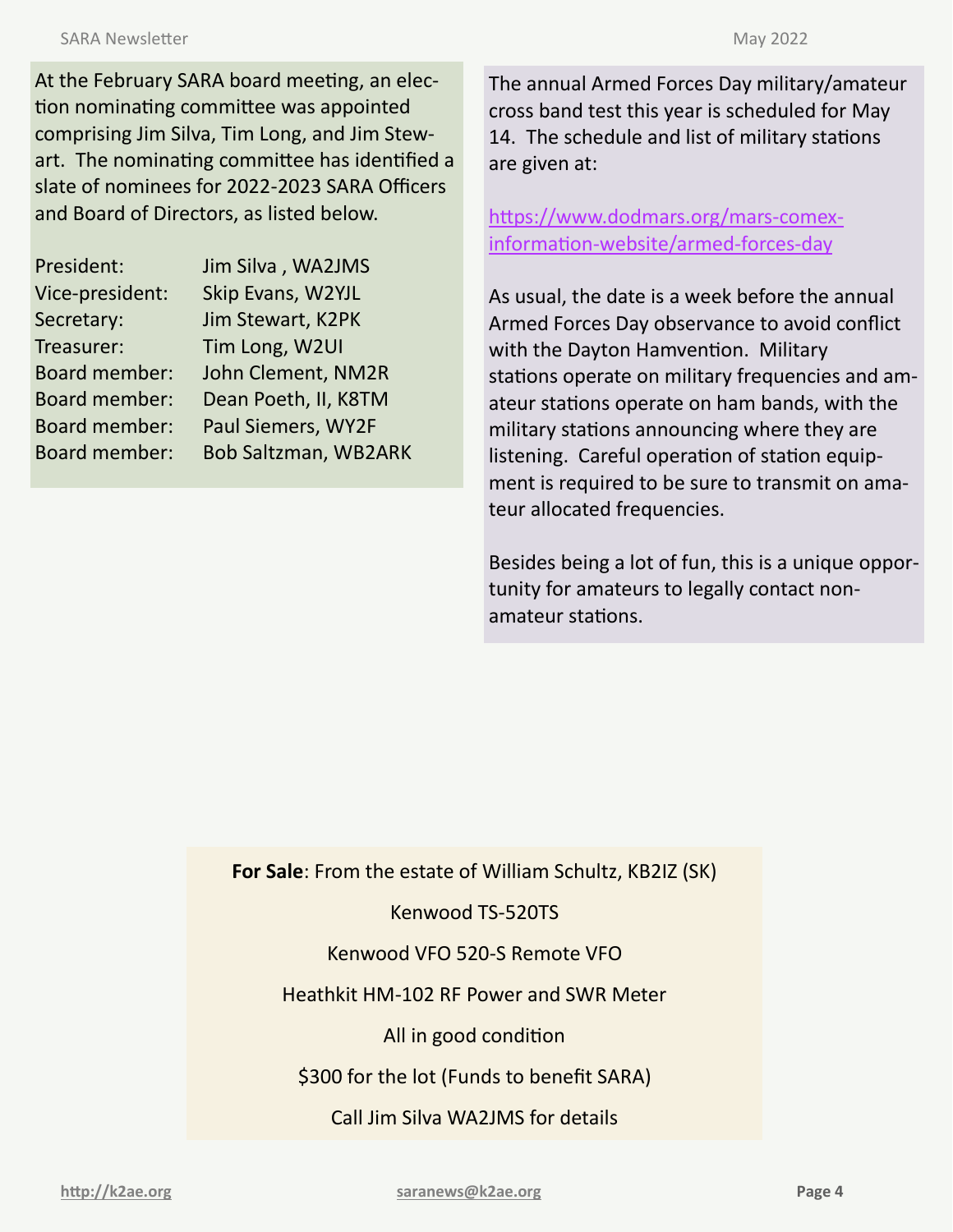At the February SARA board meeting, an election nominating committee was appointed comprising Jim Silva, Tim Long, and Jim Stewart. The nominating committee has identified a slate of nominees for 2022-2023 SARA Officers and Board of Directors, as listed below.

| | |
|---|---|
| President: | Jim Silva , WA2JMS |
| Vice-president: | Skip Evans, W2YJL |
| Secretary: | Jim Stewart, K2PK |
| Treasurer: | Tim Long, W2UI |
| Board member: | John Clement, NM2R |
| Board member: | Dean Poeth, II, K8TM |
| Board member: | Paul Siemers, WY2F |
| Board member: | Bob Saltzman, WB2ARK |

The annual Armed Forces Day military/amateur cross band test this year is scheduled for May 14. The schedule and list of military stations are given at:

https://www.dodmars.org/mars-comex-information-website/armed-forces-day

As usual, the date is a week before the annual Armed Forces Day observance to avoid conflict with the Dayton Hamvention. Military stations operate on military frequencies and amateur stations operate on ham bands, with the military stations announcing where they are listening. Careful operation of station equipment is required to be sure to transmit on amateur allocated frequencies.

Besides being a lot of fun, this is a unique opportunity for amateurs to legally contact non-amateur stations.

**For Sale**: From the estate of William Schultz, KB2IZ (SK)

Kenwood TS-520TS

Kenwood VFO 520-S Remote VFO

Heathkit HM-102 RF Power and SWR Meter

All in good condition

$300 for the lot (Funds to benefit SARA)

Call Jim Silva WA2JMS for details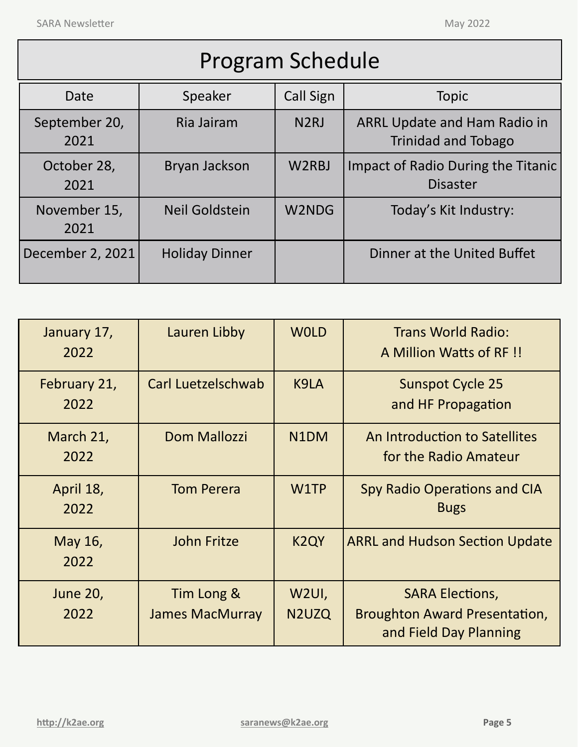# Program Schedule

| Date | Speaker | Call Sign | Topic |
| --- | --- | --- | --- |
| September 20, 2021 | Ria Jairam | N2RJ | ARRL Update and Ham Radio in Trinidad and Tobago |
| October 28, 2021 | Bryan Jackson | W2RBJ | Impact of Radio During the Titanic Disaster |
| November 15, 2021 | Neil Goldstein | W2NDG | Today's Kit Industry: |
| December 2, 2021 | Holiday Dinner | | Dinner at the United Buffet |
| January 17, 2022 | Lauren Libby | W0LD | Trans World Radio: A Million Watts of RF !! |
| February 21, 2022 | Carl Luetzelschwab | K9LA | Sunspot Cycle 25 and HF Propagation |
| March 21, 2022 | Dom Mallozzi | N1DM | An Introduction to Satellites for the Radio Amateur |
| April 18, 2022 | Tom Perera | W1TP | Spy Radio Operations and CIA Bugs |
| May 16, 2022 | John Fritze | K2QY | ARRL and Hudson Section Update |
| June 20, 2022 | Tim Long & James MacMurray | W2UI, N2UZQ | SARA Elections, Broughton Award Presentation, and Field Day Planning |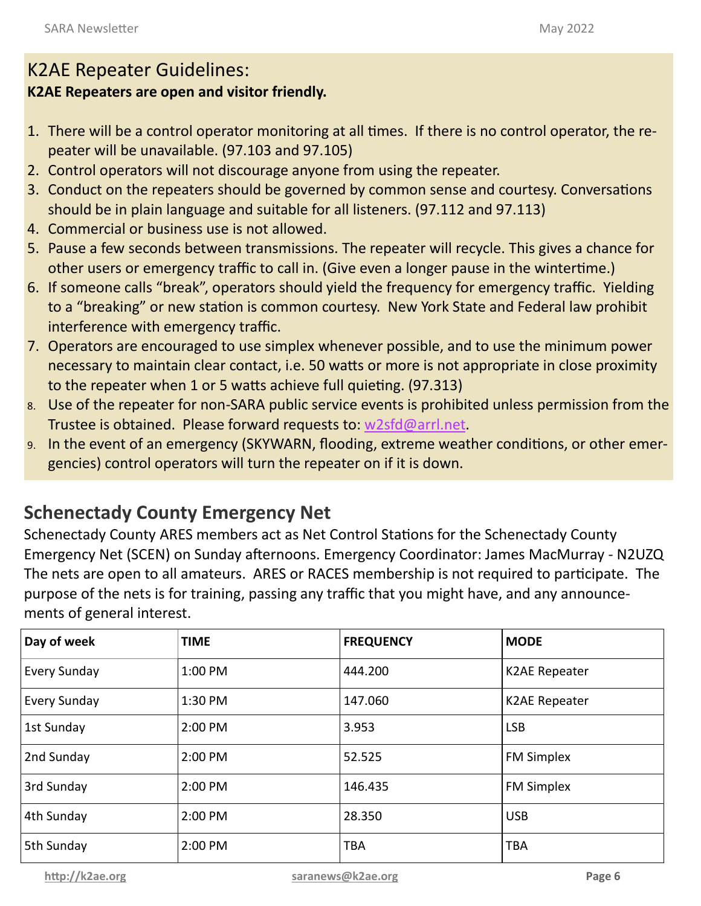## K2AE Repeater Guidelines:

**K2AE Repeaters are open and visitor friendly.**

1. There will be a control operator monitoring at all times. If there is no control operator, the repeater will be unavailable. (97.103 and 97.105)
2. Control operators will not discourage anyone from using the repeater.
3. Conduct on the repeaters should be governed by common sense and courtesy. Conversations should be in plain language and suitable for all listeners. (97.112 and 97.113)
4. Commercial or business use is not allowed.
5. Pause a few seconds between transmissions. The repeater will recycle. This gives a chance for other users or emergency traffic to call in. (Give even a longer pause in the wintertime.)
6. If someone calls "break", operators should yield the frequency for emergency traffic. Yielding to a "breaking" or new station is common courtesy. New York State and Federal law prohibit interference with emergency traffic.
7. Operators are encouraged to use simplex whenever possible, and to use the minimum power necessary to maintain clear contact, i.e. 50 watts or more is not appropriate in close proximity to the repeater when 1 or 5 watts achieve full quieting. (97.313)
8. Use of the repeater for non-SARA public service events is prohibited unless permission from the Trustee is obtained. Please forward requests to: w2sfd@arrl.net.
9. In the event of an emergency (SKYWARN, flooding, extreme weather conditions, or other emergencies) control operators will turn the repeater on if it is down.

## Schenectady County Emergency Net

Schenectady County ARES members act as Net Control Stations for the Schenectady County Emergency Net (SCEN) on Sunday afternoons. Emergency Coordinator: James MacMurray - N2UZQ The nets are open to all amateurs. ARES or RACES membership is not required to participate. The purpose of the nets is for training, passing any traffic that you might have, and any announcements of general interest.

| Day of week | TIME | FREQUENCY | MODE |
|---|---|---|---|
| Every Sunday | 1:00 PM | 444.200 | K2AE Repeater |
| Every Sunday | 1:30 PM | 147.060 | K2AE Repeater |
| 1st Sunday | 2:00 PM | 3.953 | LSB |
| 2nd Sunday | 2:00 PM | 52.525 | FM Simplex |
| 3rd Sunday | 2:00 PM | 146.435 | FM Simplex |
| 4th Sunday | 2:00 PM | 28.350 | USB |
| 5th Sunday | 2:00 PM | TBA | TBA |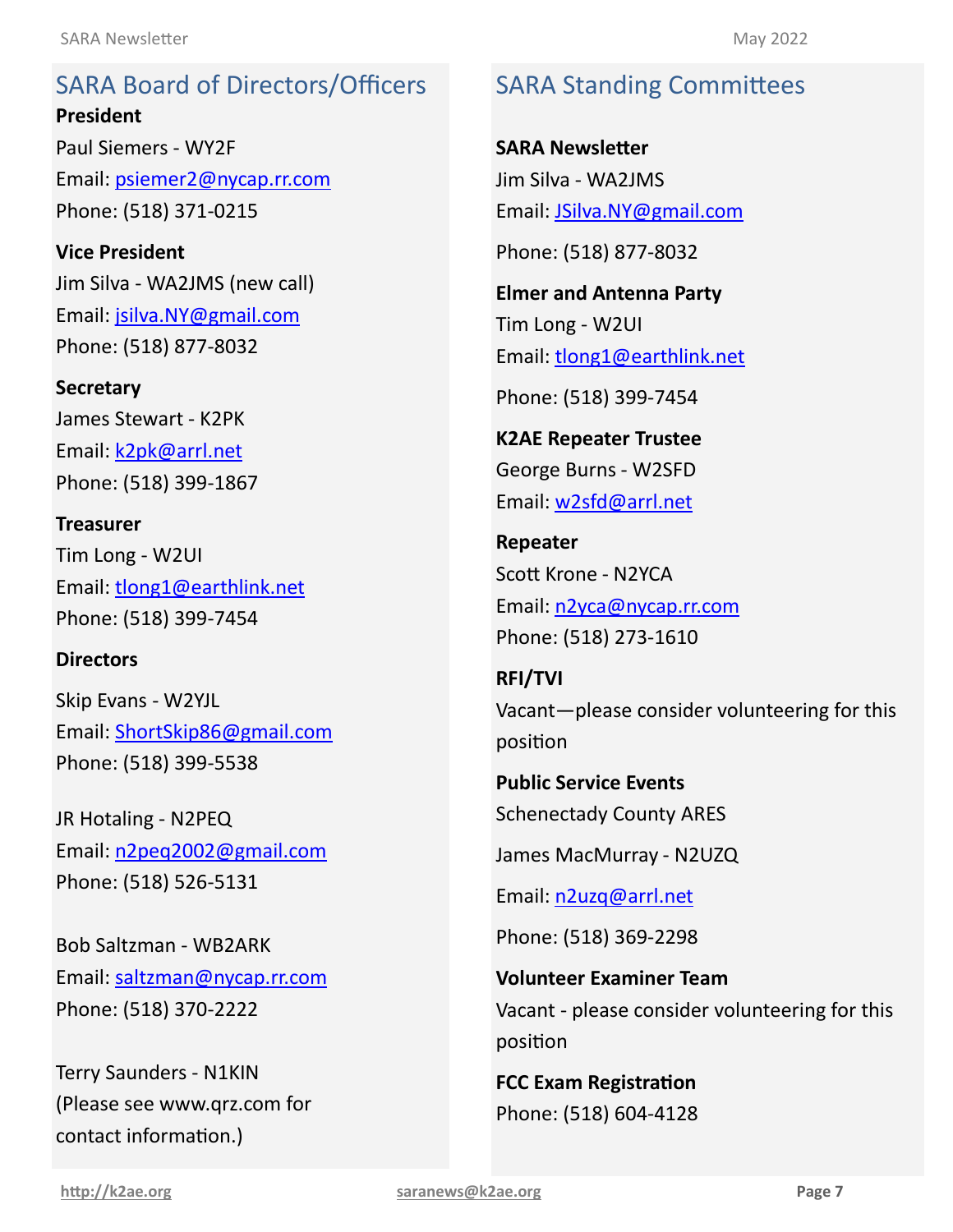## SARA Board of Directors/Officers

**President**

Paul Siemers - WY2F

Email: psiemer2@nycap.rr.com

Phone: (518) 371-0215

**Vice President**

Jim Silva - WA2JMS (new call)

Email: jsilva.NY@gmail.com

Phone: (518) 877-8032

**Secretary**

James Stewart - K2PK

Email: k2pk@arrl.net

Phone: (518) 399-1867

**Treasurer**

Tim Long - W2UI

Email: tlong1@earthlink.net

Phone: (518) 399-7454

**Directors**

Skip Evans - W2YJL

Email: ShortSkip86@gmail.com

Phone: (518) 399-5538

JR Hotaling - N2PEQ

Email: n2peq2002@gmail.com

Phone: (518) 526-5131

Bob Saltzman - WB2ARK

Email: saltzman@nycap.rr.com

Phone: (518) 370-2222

Terry Saunders - N1KIN

(Please see www.qrz.com for contact information.)

## SARA Standing Committees

**SARA Newsletter**

Jim Silva - WA2JMS

Email: JSilva.NY@gmail.com

Phone: (518) 877-8032

**Elmer and Antenna Party**

Tim Long - W2UI

Email: tlong1@earthlink.net

Phone: (518) 399-7454

**K2AE Repeater Trustee**

George Burns - W2SFD

Email: w2sfd@arrl.net

**Repeater**

Scott Krone - N2YCA

Email: n2yca@nycap.rr.com

Phone: (518) 273-1610

**RFI/TVI**

Vacant—please consider volunteering for this position

**Public Service Events**

Schenectady County ARES

James MacMurray - N2UZQ

Email: n2uzq@arrl.net

Phone: (518) 369-2298

**Volunteer Examiner Team**

Vacant - please consider volunteering for this position

**FCC Exam Registration**

Phone: (518) 604-4128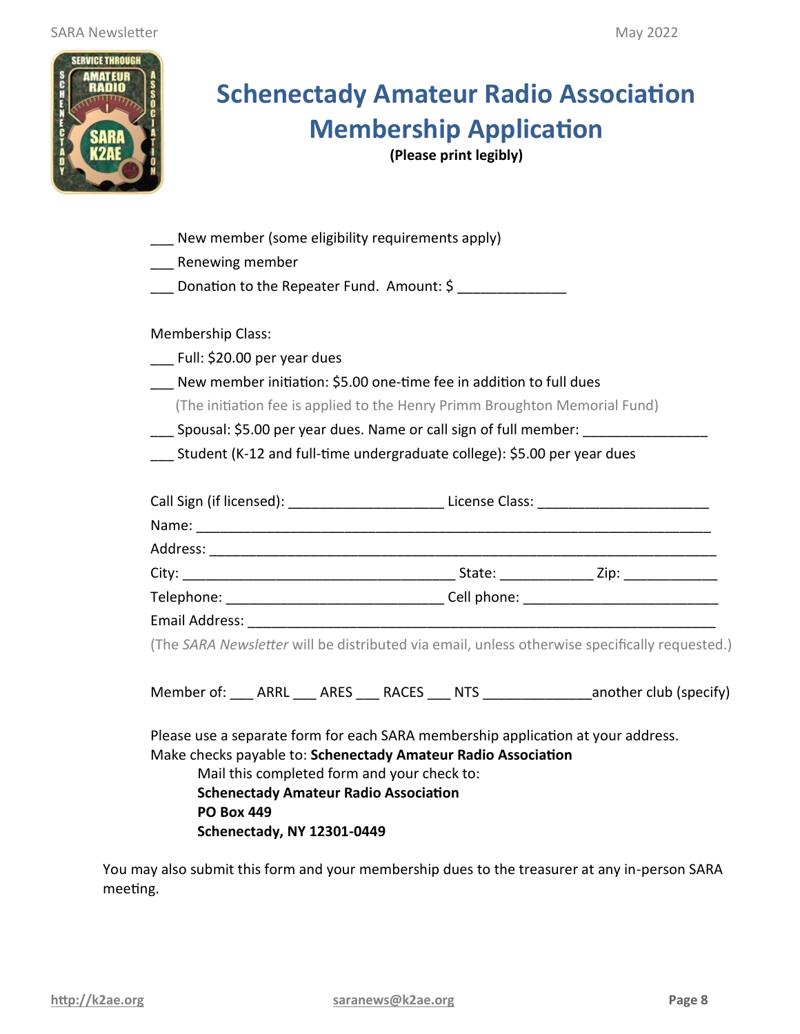# Schenectady Amateur Radio Association Membership Application

**(Please print legibly)**

___ New member (some eligibility requirements apply)

___ Renewing member

___ Donation to the Repeater Fund. Amount: $ ______________

Membership Class:

___ Full: $20.00 per year dues

___ New member initiation: $5.00 one-time fee in addition to full dues

(The initiation fee is applied to the Henry Primm Broughton Memorial Fund)

___ Spousal: $5.00 per year dues. Name or call sign of full member: ________________

___ Student (K-12 and full-time undergraduate college): $5.00 per year dues

Call Sign (if licensed): ____________________ License Class: ______________________

Name: ____________________________________________________________________

Address: __________________________________________________________________

City: ___________________________________ State: ____________ Zip: ____________

Telephone: _____________________________ Cell phone: _________________________

Email Address: ______________________________________________________________

(The *SARA Newsletter* will be distributed via email, unless otherwise specifically requested.)

Member of: ___ ARRL ___ ARES ___ RACES ___ NTS ______________another club (specify)

Please use a separate form for each SARA membership application at your address.
Make checks payable to: **Schenectady Amateur Radio Association**

Mail this completed form and your check to:
**Schenectady Amateur Radio Association**
**PO Box 449**
**Schenectady, NY 12301-0449**

You may also submit this form and your membership dues to the treasurer at any in-person SARA meeting.

http://k2ae.org saranews@k2ae.org